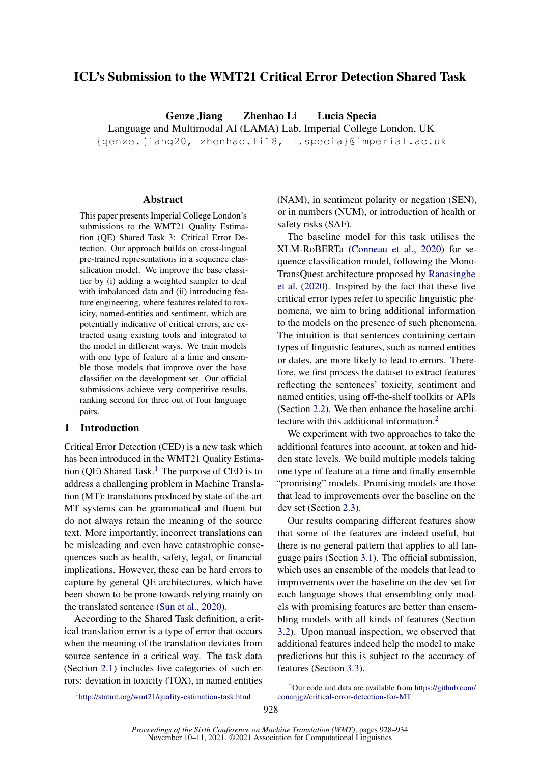# ICL's Submission to the WMT21 Critical Error Detection Shared Task

**Genze Jiang  Zhenhao Li  Lucia Specia**

Language and Multimodal AI (LAMA) Lab, Imperial College London, UK

{genze.jiang20, zhenhao.li18, l.specia}@imperial.ac.uk

## Abstract

This paper presents Imperial College London's submissions to the WMT21 Quality Estimation (QE) Shared Task 3: Critical Error Detection. Our approach builds on cross-lingual pre-trained representations in a sequence classification model. We improve the base classifier by (i) adding a weighted sampler to deal with imbalanced data and (ii) introducing feature engineering, where features related to toxicity, named-entities and sentiment, which are potentially indicative of critical errors, are extracted using existing tools and integrated to the model in different ways. We train models with one type of feature at a time and ensemble those models that improve over the base classifier on the development set. Our official submissions achieve very competitive results, ranking second for three out of four language pairs.

## 1 Introduction

Critical Error Detection (CED) is a new task which has been introduced in the WMT21 Quality Estimation (QE) Shared Task.[1] The purpose of CED is to address a challenging problem in Machine Translation (MT): translations produced by state-of-the-art MT systems can be grammatical and fluent but do not always retain the meaning of the source text. More importantly, incorrect translations can be misleading and even have catastrophic consequences such as health, safety, legal, or financial implications. However, these can be hard errors to capture by general QE architectures, which have been shown to be prone towards relying mainly on the translated sentence (Sun et al., 2020).

According to the Shared Task definition, a critical translation error is a type of error that occurs when the meaning of the translation deviates from source sentence in a critical way. The task data (Section 2.1) includes five categories of such errors: deviation in toxicity (TOX), in named entities (NAM), in sentiment polarity or negation (SEN), or in numbers (NUM), or introduction of health or safety risks (SAF).

The baseline model for this task utilises the XLM-RoBERTa (Conneau et al., 2020) for sequence classification model, following the MonoTransQuest architecture proposed by Ranasinghe et al. (2020). Inspired by the fact that these five critical error types refer to specific linguistic phenomena, we aim to bring additional information to the models on the presence of such phenomena. The intuition is that sentences containing certain types of linguistic features, such as named entities or dates, are more likely to lead to errors. Therefore, we first process the dataset to extract features reflecting the sentences' toxicity, sentiment and named entities, using off-the-shelf toolkits or APIs (Section 2.2). We then enhance the baseline architecture with this additional information.[2]

We experiment with two approaches to take the additional features into account, at token and hidden state levels. We build multiple models taking one type of feature at a time and finally ensemble "promising" models. Promising models are those that lead to improvements over the baseline on the dev set (Section 2.3).

Our results comparing different features show that some of the features are indeed useful, but there is no general pattern that applies to all language pairs (Section 3.1). The official submission, which uses an ensemble of the models that lead to improvements over the baseline on the dev set for each language shows that ensembling only models with promising features are better than ensembling models with all kinds of features (Section 3.2). Upon manual inspection, we observed that additional features indeed help the model to make predictions but this is subject to the accuracy of features (Section 3.3).

[1] http://statmt.org/wmt21/quality-estimation-task.html

[2] Our code and data are available from https://github.com/conanjgz/critical-error-detection-for-MT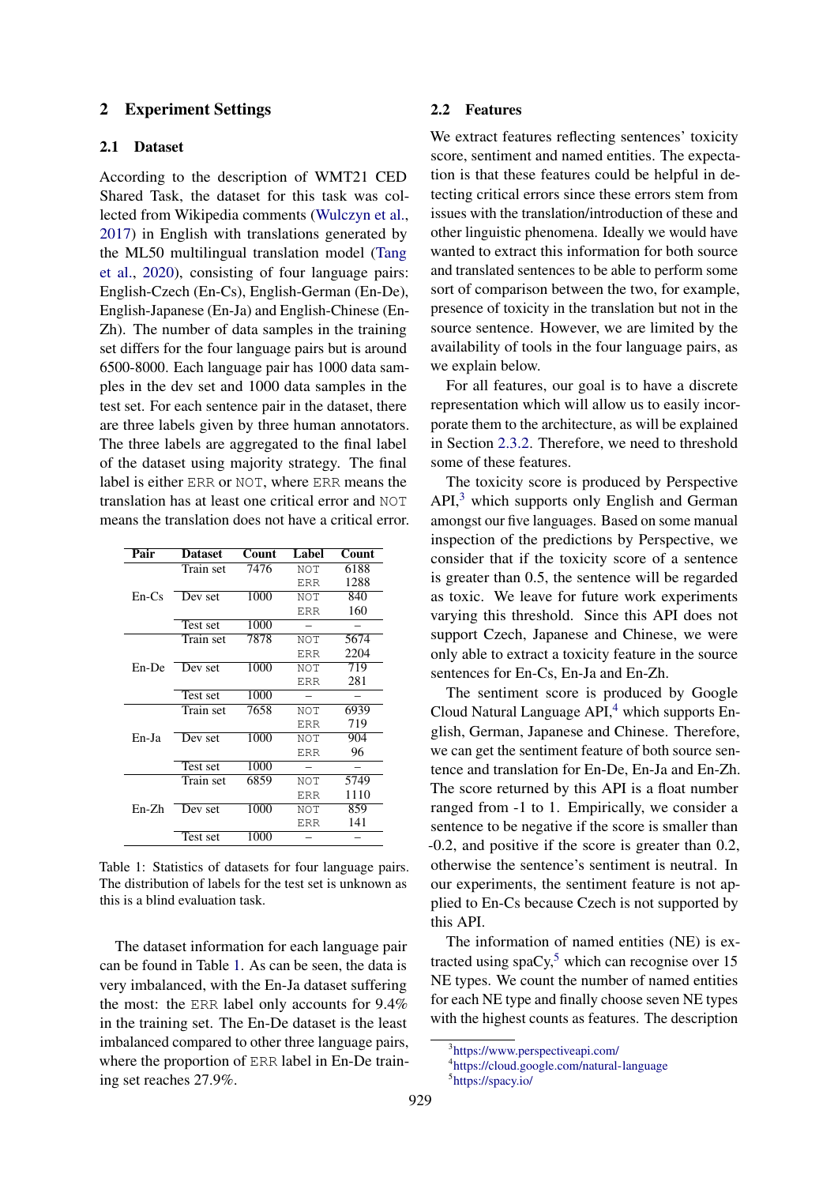## 2 Experiment Settings

### 2.1 Dataset

According to the description of WMT21 CED Shared Task, the dataset for this task was collected from Wikipedia comments (Wulczyn et al., 2017) in English with translations generated by the ML50 multilingual translation model (Tang et al., 2020), consisting of four language pairs: English-Czech (En-Cs), English-German (En-De), English-Japanese (En-Ja) and English-Chinese (En-Zh). The number of data samples in the training set differs for the four language pairs but is around 6500-8000. Each language pair has 1000 data samples in the dev set and 1000 data samples in the test set. For each sentence pair in the dataset, there are three labels given by three human annotators. The three labels are aggregated to the final label of the dataset using majority strategy. The final label is either `ERR` or `NOT`, where `ERR` means the translation has at least one critical error and `NOT` means the translation does not have a critical error.

| Pair | Dataset | Count | Label | Count |
|---|---|---|---|---|
| En-Cs | Train set | 7476 | NOT | 6188 |
| | | | ERR | 1288 |
| | Dev set | 1000 | NOT | 840 |
| | | | ERR | 160 |
| | Test set | 1000 | – | – |
| En-De | Train set | 7878 | NOT | 5674 |
| | | | ERR | 2204 |
| | Dev set | 1000 | NOT | 719 |
| | | | ERR | 281 |
| | Test set | 1000 | – | – |
| En-Ja | Train set | 7658 | NOT | 6939 |
| | | | ERR | 719 |
| | Dev set | 1000 | NOT | 904 |
| | | | ERR | 96 |
| | Test set | 1000 | – | – |
| En-Zh | Train set | 6859 | NOT | 5749 |
| | | | ERR | 1110 |
| | Dev set | 1000 | NOT | 859 |
| | | | ERR | 141 |
| | Test set | 1000 | – | – |

Table 1: Statistics of datasets for four language pairs. The distribution of labels for the test set is unknown as this is a blind evaluation task.

The dataset information for each language pair can be found in Table 1. As can be seen, the data is very imbalanced, with the En-Ja dataset suffering the most: the `ERR` label only accounts for 9.4% in the training set. The En-De dataset is the least imbalanced compared to other three language pairs, where the proportion of `ERR` label in En-De training set reaches 27.9%.

### 2.2 Features

We extract features reflecting sentences' toxicity score, sentiment and named entities. The expectation is that these features could be helpful in detecting critical errors since these errors stem from issues with the translation/introduction of these and other linguistic phenomena. Ideally we would have wanted to extract this information for both source and translated sentences to be able to perform some sort of comparison between the two, for example, presence of toxicity in the translation but not in the source sentence. However, we are limited by the availability of tools in the four language pairs, as we explain below.

For all features, our goal is to have a discrete representation which will allow us to easily incorporate them to the architecture, as will be explained in Section 2.3.2. Therefore, we need to threshold some of these features.

The toxicity score is produced by Perspective API,[3] which supports only English and German amongst our five languages. Based on some manual inspection of the predictions by Perspective, we consider that if the toxicity score of a sentence is greater than 0.5, the sentence will be regarded as toxic. We leave for future work experiments varying this threshold. Since this API does not support Czech, Japanese and Chinese, we were only able to extract a toxicity feature in the source sentences for En-Cs, En-Ja and En-Zh.

The sentiment score is produced by Google Cloud Natural Language API,[4] which supports English, German, Japanese and Chinese. Therefore, we can get the sentiment feature of both source sentence and translation for En-De, En-Ja and En-Zh. The score returned by this API is a float number ranged from -1 to 1. Empirically, we consider a sentence to be negative if the score is smaller than -0.2, and positive if the score is greater than 0.2, otherwise the sentence's sentiment is neutral. In our experiments, the sentiment feature is not applied to En-Cs because Czech is not supported by this API.

The information of named entities (NE) is extracted using spaCy,[5] which can recognise over 15 NE types. We count the number of named entities for each NE type and finally choose seven NE types with the highest counts as features. The description

[3] https://www.perspectiveapi.com/

[4] https://cloud.google.com/natural-language

[5] https://spacy.io/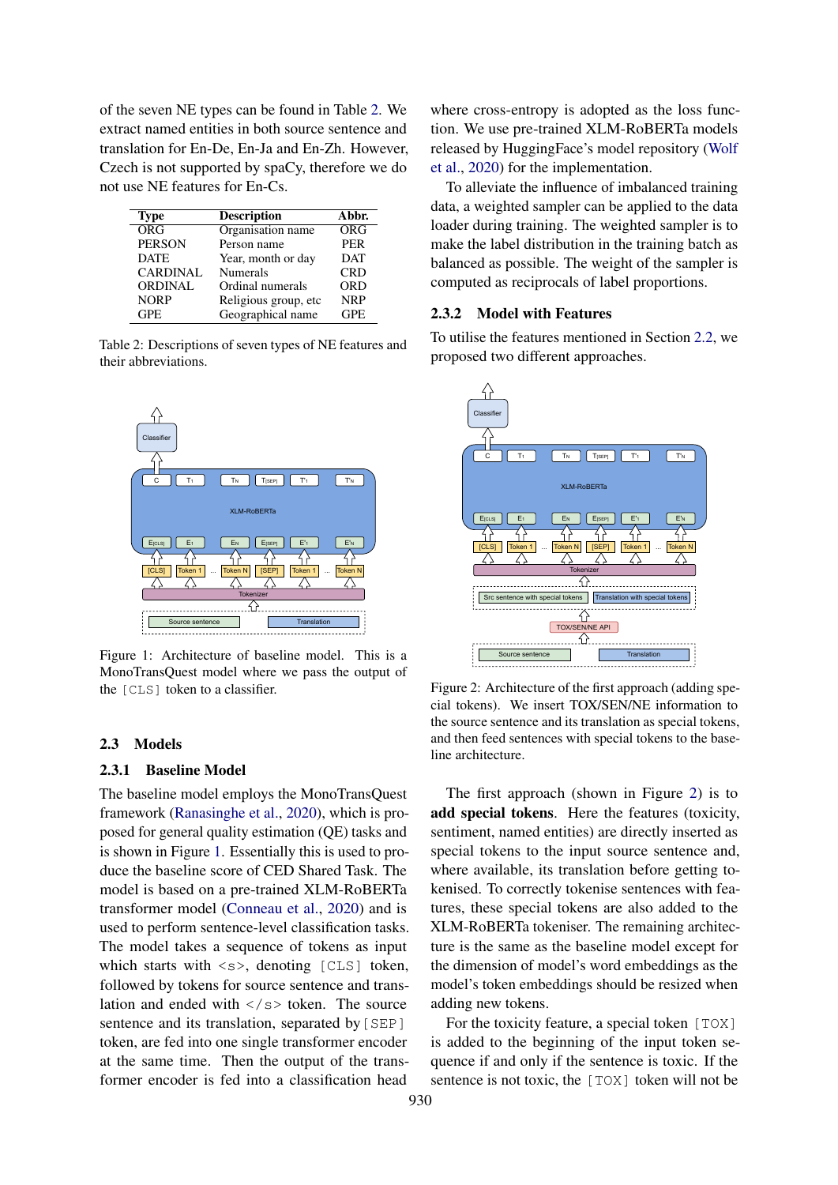of the seven NE types can be found in Table 2. We extract named entities in both source sentence and translation for En-De, En-Ja and En-Zh. However, Czech is not supported by spaCy, therefore we do not use NE features for En-Cs.

| Type | Description | Abbr. |
|---|---|---|
| ORG | Organisation name | ORG |
| PERSON | Person name | PER |
| DATE | Year, month or day | DAT |
| CARDINAL | Numerals | CRD |
| ORDINAL | Ordinal numerals | ORD |
| NORP | Religious group, etc | NRP |
| GPE | Geographical name | GPE |

Table 2: Descriptions of seven types of NE features and their abbreviations.

Figure 1: Architecture of baseline model. This is a MonoTransQuest model where we pass the output of the [CLS] token to a classifier.

### 2.3 Models

#### 2.3.1 Baseline Model

The baseline model employs the MonoTransQuest framework (Ranasinghe et al., 2020), which is proposed for general quality estimation (QE) tasks and is shown in Figure 1. Essentially this is used to produce the baseline score of CED Shared Task. The model is based on a pre-trained XLM-RoBERTa transformer model (Conneau et al., 2020) and is used to perform sentence-level classification tasks. The model takes a sequence of tokens as input which starts with <s>, denoting [CLS] token, followed by tokens for source sentence and translation and ended with </s> token. The source sentence and its translation, separated by [SEP] token, are fed into one single transformer encoder at the same time. Then the output of the transformer encoder is fed into a classification head where cross-entropy is adopted as the loss function. We use pre-trained XLM-RoBERTa models released by HuggingFace's model repository (Wolf et al., 2020) for the implementation.

To alleviate the influence of imbalanced training data, a weighted sampler can be applied to the data loader during training. The weighted sampler is to make the label distribution in the training batch as balanced as possible. The weight of the sampler is computed as reciprocals of label proportions.

#### 2.3.2 Model with Features

To utilise the features mentioned in Section 2.2, we proposed two different approaches.

Figure 2: Architecture of the first approach (adding special tokens). We insert TOX/SEN/NE information to the source sentence and its translation as special tokens, and then feed sentences with special tokens to the baseline architecture.

The first approach (shown in Figure 2) is to **add special tokens**. Here the features (toxicity, sentiment, named entities) are directly inserted as special tokens to the input source sentence and, where available, its translation before getting tokenised. To correctly tokenise sentences with features, these special tokens are also added to the XLM-RoBERTa tokeniser. The remaining architecture is the same as the baseline model except for the dimension of model's word embeddings as the model's token embeddings should be resized when adding new tokens.

For the toxicity feature, a special token [TOX] is added to the beginning of the input token sequence if and only if the sentence is toxic. If the sentence is not toxic, the [TOX] token will not be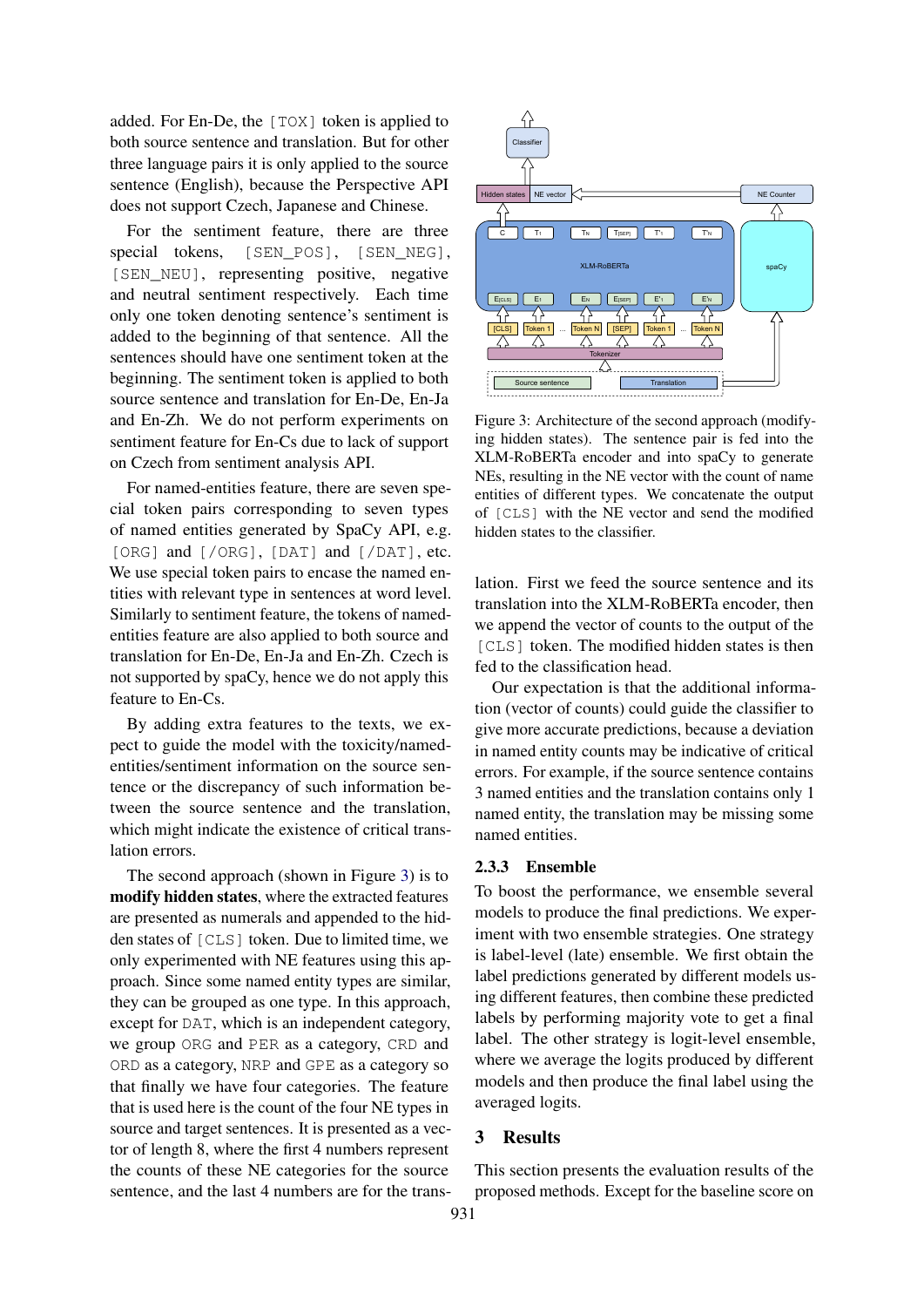added. For En-De, the [TOX] token is applied to both source sentence and translation. But for other three language pairs it is only applied to the source sentence (English), because the Perspective API does not support Czech, Japanese and Chinese.

For the sentiment feature, there are three special tokens, [SEN_POS], [SEN_NEG], [SEN_NEU], representing positive, negative and neutral sentiment respectively. Each time only one token denoting sentence's sentiment is added to the beginning of that sentence. All the sentences should have one sentiment token at the beginning. The sentiment token is applied to both source sentence and translation for En-De, En-Ja and En-Zh. We do not perform experiments on sentiment feature for En-Cs due to lack of support on Czech from sentiment analysis API.

For named-entities feature, there are seven special token pairs corresponding to seven types of named entities generated by SpaCy API, e.g. [ORG] and [/ORG], [DAT] and [/DAT], etc. We use special token pairs to encase the named entities with relevant type in sentences at word level. Similarly to sentiment feature, the tokens of named-entities feature are also applied to both source and translation for En-De, En-Ja and En-Zh. Czech is not supported by spaCy, hence we do not apply this feature to En-Cs.

By adding extra features to the texts, we expect to guide the model with the toxicity/named-entities/sentiment information on the source sentence or the discrepancy of such information between the source sentence and the translation, which might indicate the existence of critical translation errors.

The second approach (shown in Figure 3) is to **modify hidden states**, where the extracted features are presented as numerals and appended to the hidden states of [CLS] token. Due to limited time, we only experimented with NE features using this approach. Since some named entity types are similar, they can be grouped as one type. In this approach, except for DAT, which is an independent category, we group ORG and PER as a category, CRD and ORD as a category, NRP and GPE as a category so that finally we have four categories. The feature that is used here is the count of the four NE types in source and target sentences. It is presented as a vector of length 8, where the first 4 numbers represent the counts of these NE categories for the source sentence, and the last 4 numbers are for the translation. First we feed the source sentence and its translation into the XLM-RoBERTa encoder, then we append the vector of counts to the output of the [CLS] token. The modified hidden states is then fed to the classification head.

Figure 3: Architecture of the second approach (modifying hidden states). The sentence pair is fed into the XLM-RoBERTa encoder and into spaCy to generate NEs, resulting in the NE vector with the count of name entities of different types. We concatenate the output of [CLS] with the NE vector and send the modified hidden states to the classifier.

Our expectation is that the additional information (vector of counts) could guide the classifier to give more accurate predictions, because a deviation in named entity counts may be indicative of critical errors. For example, if the source sentence contains 3 named entities and the translation contains only 1 named entity, the translation may be missing some named entities.

### 2.3.3 Ensemble

To boost the performance, we ensemble several models to produce the final predictions. We experiment with two ensemble strategies. One strategy is label-level (late) ensemble. We first obtain the label predictions generated by different models using different features, then combine these predicted labels by performing majority vote to get a final label. The other strategy is logit-level ensemble, where we average the logits produced by different models and then produce the final label using the averaged logits.

## 3 Results

This section presents the evaluation results of the proposed methods. Except for the baseline score on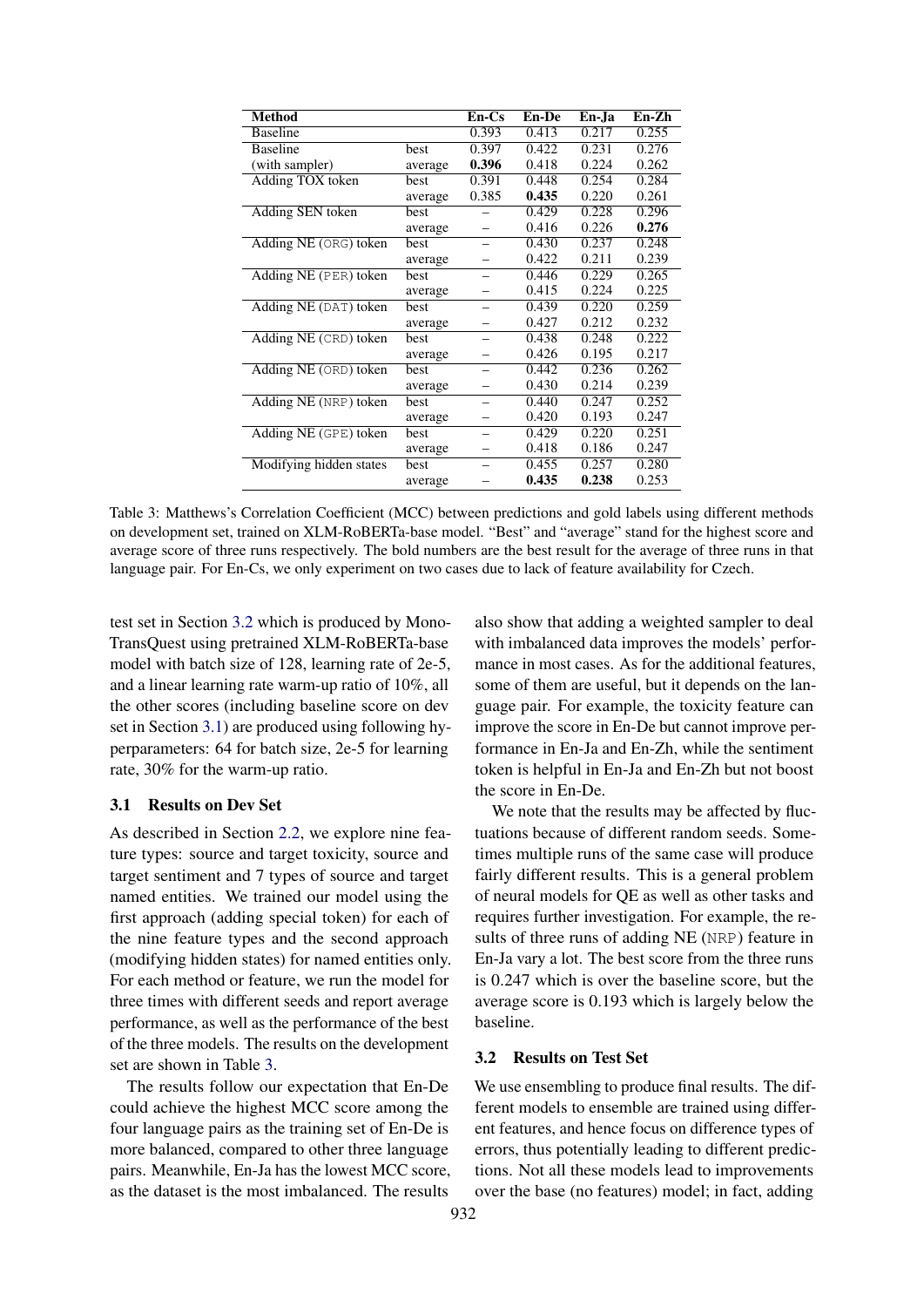| Method | | En-Cs | En-De | En-Ja | En-Zh |
|---|---|---|---|---|---|
| Baseline | | 0.393 | 0.413 | 0.217 | 0.255 |
| Baseline | best | 0.397 | 0.422 | 0.231 | 0.276 |
| (with sampler) | average | **0.396** | 0.418 | 0.224 | 0.262 |
| Adding TOX token | best | 0.391 | 0.448 | 0.254 | 0.284 |
| | average | 0.385 | **0.435** | 0.220 | 0.261 |
| Adding SEN token | best | – | 0.429 | 0.228 | 0.296 |
| | average | – | 0.416 | 0.226 | **0.276** |
| Adding NE (ORG) token | best | – | 0.430 | 0.237 | 0.248 |
| | average | – | 0.422 | 0.211 | 0.239 |
| Adding NE (PER) token | best | – | 0.446 | 0.229 | 0.265 |
| | average | – | 0.415 | 0.224 | 0.225 |
| Adding NE (DAT) token | best | – | 0.439 | 0.220 | 0.259 |
| | average | – | 0.427 | 0.212 | 0.232 |
| Adding NE (CRD) token | best | – | 0.438 | 0.248 | 0.222 |
| | average | – | 0.426 | 0.195 | 0.217 |
| Adding NE (ORD) token | best | – | 0.442 | 0.236 | 0.262 |
| | average | – | 0.430 | 0.214 | 0.239 |
| Adding NE (NRP) token | best | – | 0.440 | 0.247 | 0.252 |
| | average | – | 0.420 | 0.193 | 0.247 |
| Adding NE (GPE) token | best | – | 0.429 | 0.220 | 0.251 |
| | average | – | 0.418 | 0.186 | 0.247 |
| Modifying hidden states | best | – | 0.455 | 0.257 | 0.280 |
| | average | – | **0.435** | **0.238** | 0.253 |

Table 3: Matthews's Correlation Coefficient (MCC) between predictions and gold labels using different methods on development set, trained on XLM-RoBERTa-base model. "Best" and "average" stand for the highest score and average score of three runs respectively. The bold numbers are the best result for the average of three runs in that language pair. For En-Cs, we only experiment on two cases due to lack of feature availability for Czech.

test set in Section 3.2 which is produced by MonoTransQuest using pretrained XLM-RoBERTa-base model with batch size of 128, learning rate of 2e-5, and a linear learning rate warm-up ratio of 10%, all the other scores (including baseline score on dev set in Section 3.1) are produced using following hyperparameters: 64 for batch size, 2e-5 for learning rate, 30% for the warm-up ratio.

### 3.1 Results on Dev Set

As described in Section 2.2, we explore nine feature types: source and target toxicity, source and target sentiment and 7 types of source and target named entities. We trained our model using the first approach (adding special token) for each of the nine feature types and the second approach (modifying hidden states) for named entities only. For each method or feature, we run the model for three times with different seeds and report average performance, as well as the performance of the best of the three models. The results on the development set are shown in Table 3.

The results follow our expectation that En-De could achieve the highest MCC score among the four language pairs as the training set of En-De is more balanced, compared to other three language pairs. Meanwhile, En-Ja has the lowest MCC score, as the dataset is the most imbalanced. The results also show that adding a weighted sampler to deal with imbalanced data improves the models' performance in most cases. As for the additional features, some of them are useful, but it depends on the language pair. For example, the toxicity feature can improve the score in En-De but cannot improve performance in En-Ja and En-Zh, while the sentiment token is helpful in En-Ja and En-Zh but not boost the score in En-De.

We note that the results may be affected by fluctuations because of different random seeds. Sometimes multiple runs of the same case will produce fairly different results. This is a general problem of neural models for QE as well as other tasks and requires further investigation. For example, the results of three runs of adding NE (NRP) feature in En-Ja vary a lot. The best score from the three runs is 0.247 which is over the baseline score, but the average score is 0.193 which is largely below the baseline.

### 3.2 Results on Test Set

We use ensembling to produce final results. The different models to ensemble are trained using different features, and hence focus on difference types of errors, thus potentially leading to different predictions. Not all these models lead to improvements over the base (no features) model; in fact, adding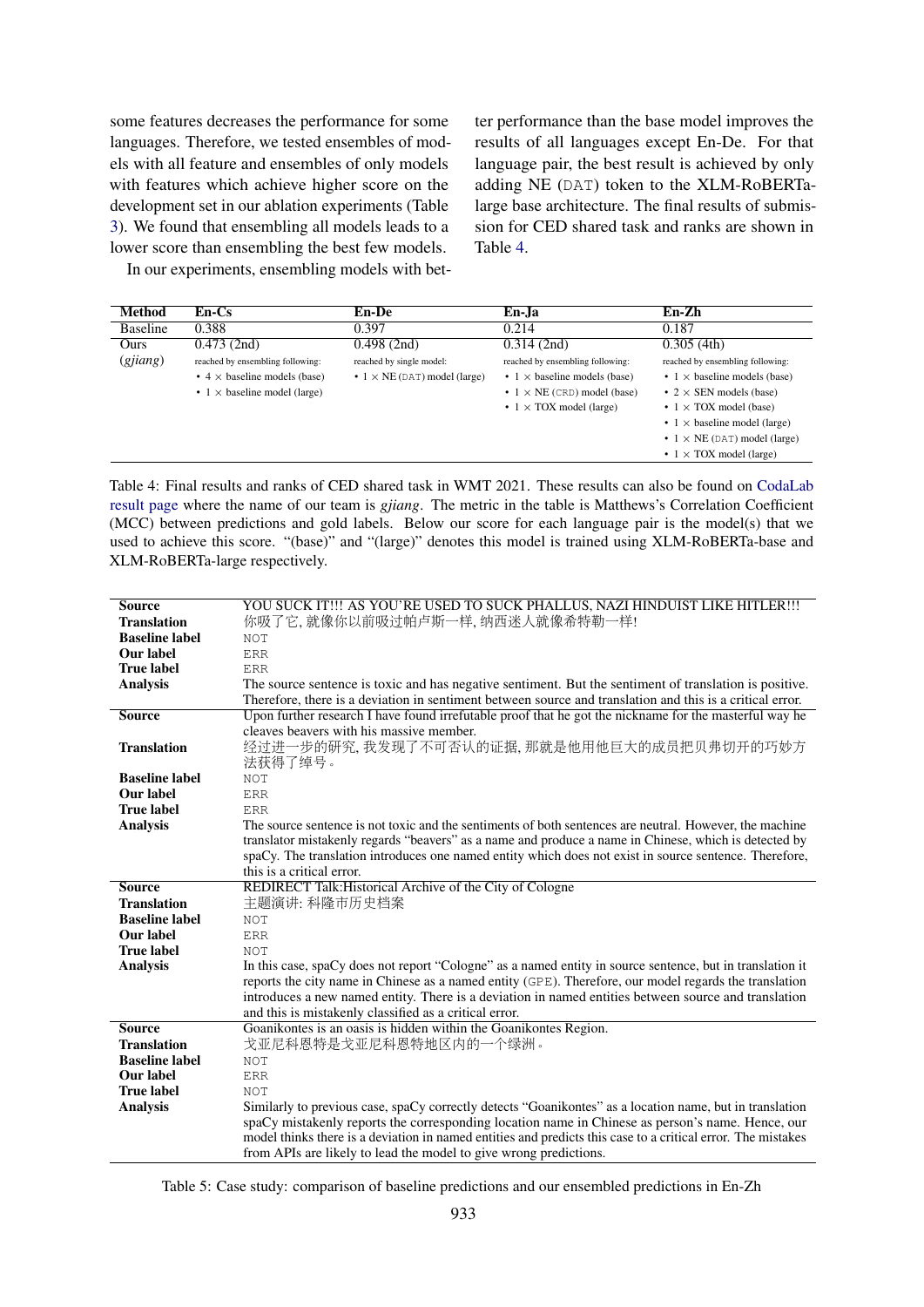some features decreases the performance for some languages. Therefore, we tested ensembles of models with all feature and ensembles of only models with features which achieve higher score on the development set in our ablation experiments (Table 3). We found that ensembling all models leads to a lower score than ensembling the best few models.

In our experiments, ensembling models with better performance than the base model improves the results of all languages except En-De. For that language pair, the best result is achieved by only adding NE (DAT) token to the XLM-RoBERTa-large base architecture. The final results of submission for CED shared task and ranks are shown in Table 4.

| Method | En-Cs | En-De | En-Ja | En-Zh |
|---|---|---|---|---|
| Baseline | 0.388 | 0.397 | 0.214 | 0.187 |
| Ours (*gjiang*) | 0.473 (2nd)<br>reached by ensembling following:<br>• 4 × baseline models (base)<br>• 1 × baseline model (large) | 0.498 (2nd)<br>reached by single model:<br>• 1 × NE (DAT) model (large) | 0.314 (2nd)<br>reached by ensembling following:<br>• 1 × baseline models (base)<br>• 1 × NE (CRD) model (base)<br>• 1 × TOX model (large) | 0.305 (4th)<br>reached by ensembling following:<br>• 1 × baseline models (base)<br>• 2 × SEN models (base)<br>• 1 × TOX model (base)<br>• 1 × baseline model (large)<br>• 1 × NE (DAT) model (large)<br>• 1 × TOX model (large) |

Table 4: Final results and ranks of CED shared task in WMT 2021. These results can also be found on CodaLab result page where the name of our team is *gjiang*. The metric in the table is Matthews's Correlation Coefficient (MCC) between predictions and gold labels. Below our score for each language pair is the model(s) that we used to achieve this score. "(base)" and "(large)" denotes this model is trained using XLM-RoBERTa-base and XLM-RoBERTa-large respectively.

| | |
|---|---|
| **Source** | YOU SUCK IT!!! AS YOU'RE USED TO SUCK PHALLUS, NAZI HINDUIST LIKE HITLER!!! |
| **Translation** | 你吸了它, 就像你以前吸过帕卢斯一样, 纳西迷人就像希特勒一样! |
| **Baseline label** | NOT |
| **Our label** | ERR |
| **True label** | ERR |
| **Analysis** | The source sentence is toxic and has negative sentiment. But the sentiment of translation is positive. Therefore, there is a deviation in sentiment between source and translation and this is a critical error. |
| **Source** | Upon further research I have found irrefutable proof that he got the nickname for the masterful way he cleaves beavers with his massive member. |
| **Translation** | 经过进一步的研究, 我发现了不可否认的证据, 那就是他用他巨大的成员把贝弗切开的巧妙方法获得了绰号。 |
| **Baseline label** | NOT |
| **Our label** | ERR |
| **True label** | ERR |
| **Analysis** | The source sentence is not toxic and the sentiments of both sentences are neutral. However, the machine translator mistakenly regards "beavers" as a name and produce a name in Chinese, which is detected by spaCy. The translation introduces one named entity which does not exist in source sentence. Therefore, this is a critical error. |
| **Source** | REDIRECT Talk:Historical Archive of the City of Cologne |
| **Translation** | 主题演讲: 科隆市历史档案 |
| **Baseline label** | NOT |
| **Our label** | ERR |
| **True label** | NOT |
| **Analysis** | In this case, spaCy does not report "Cologne" as a named entity in source sentence, but in translation it reports the city name in Chinese as a named entity (GPE). Therefore, our model regards the translation introduces a new named entity. There is a deviation in named entities between source and translation and this is mistakenly classified as a critical error. |
| **Source** | Goanikontes is an oasis is hidden within the Goanikontes Region. |
| **Translation** | 戈亚尼科恩特是戈亚尼科恩特地区内的一个绿洲。 |
| **Baseline label** | NOT |
| **Our label** | ERR |
| **True label** | NOT |
| **Analysis** | Similarly to previous case, spaCy correctly detects "Goanikontes" as a location name, but in translation spaCy mistakenly reports the corresponding location name in Chinese as person's name. Hence, our model thinks there is a deviation in named entities and predicts this case to a critical error. The mistakes from APIs are likely to lead the model to give wrong predictions. |

Table 5: Case study: comparison of baseline predictions and our ensembled predictions in En-Zh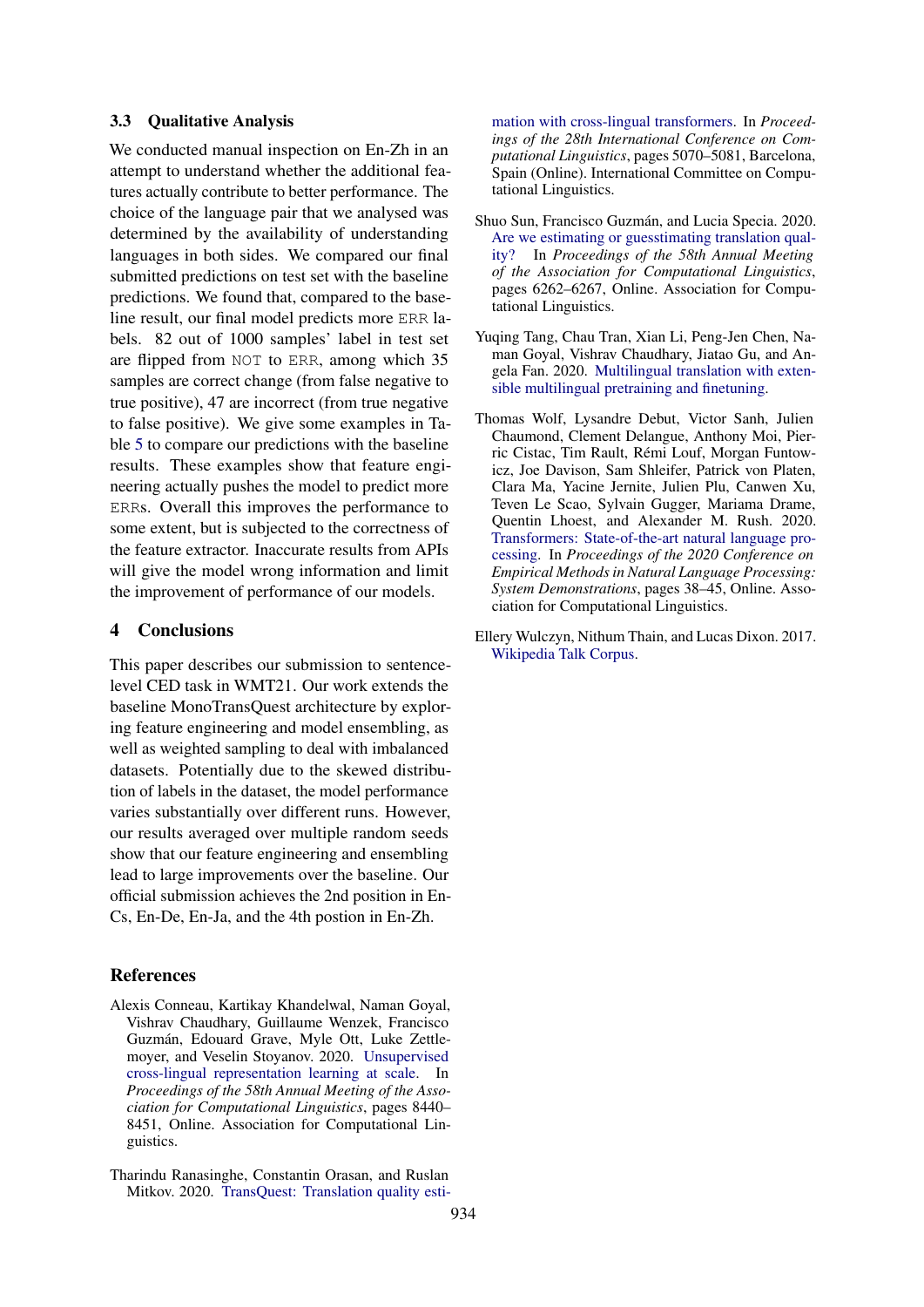### 3.3 Qualitative Analysis

We conducted manual inspection on En-Zh in an attempt to understand whether the additional features actually contribute to better performance. The choice of the language pair that we analysed was determined by the availability of understanding languages in both sides. We compared our final submitted predictions on test set with the baseline predictions. We found that, compared to the baseline result, our final model predicts more `ERR` labels. 82 out of 1000 samples' label in test set are flipped from `NOT` to `ERR`, among which 35 samples are correct change (from false negative to true positive), 47 are incorrect (from true negative to false positive). We give some examples in Table 5 to compare our predictions with the baseline results. These examples show that feature engineering actually pushes the model to predict more `ERR`s. Overall this improves the performance to some extent, but is subjected to the correctness of the feature extractor. Inaccurate results from APIs will give the model wrong information and limit the improvement of performance of our models.

## 4 Conclusions

This paper describes our submission to sentence-level CED task in WMT21. Our work extends the baseline MonoTransQuest architecture by exploring feature engineering and model ensembling, as well as weighted sampling to deal with imbalanced datasets. Potentially due to the skewed distribution of labels in the dataset, the model performance varies substantially over different runs. However, our results averaged over multiple random seeds show that our feature engineering and ensembling lead to large improvements over the baseline. Our official submission achieves the 2nd position in En-Cs, En-De, En-Ja, and the 4th postion in En-Zh.

## References

Alexis Conneau, Kartikay Khandelwal, Naman Goyal, Vishrav Chaudhary, Guillaume Wenzek, Francisco Guzmán, Edouard Grave, Myle Ott, Luke Zettlemoyer, and Veselin Stoyanov. 2020. Unsupervised cross-lingual representation learning at scale. In *Proceedings of the 58th Annual Meeting of the Association for Computational Linguistics*, pages 8440–8451, Online. Association for Computational Linguistics.

Tharindu Ranasinghe, Constantin Orasan, and Ruslan Mitkov. 2020. TransQuest: Translation quality estimation with cross-lingual transformers. In *Proceedings of the 28th International Conference on Computational Linguistics*, pages 5070–5081, Barcelona, Spain (Online). International Committee on Computational Linguistics.

Shuo Sun, Francisco Guzmán, and Lucia Specia. 2020. Are we estimating or guesstimating translation quality? In *Proceedings of the 58th Annual Meeting of the Association for Computational Linguistics*, pages 6262–6267, Online. Association for Computational Linguistics.

Yuqing Tang, Chau Tran, Xian Li, Peng-Jen Chen, Naman Goyal, Vishrav Chaudhary, Jiatao Gu, and Angela Fan. 2020. Multilingual translation with extensible multilingual pretraining and finetuning.

Thomas Wolf, Lysandre Debut, Victor Sanh, Julien Chaumond, Clement Delangue, Anthony Moi, Pierric Cistac, Tim Rault, Rémi Louf, Morgan Funtowicz, Joe Davison, Sam Shleifer, Patrick von Platen, Clara Ma, Yacine Jernite, Julien Plu, Canwen Xu, Teven Le Scao, Sylvain Gugger, Mariama Drame, Quentin Lhoest, and Alexander M. Rush. 2020. Transformers: State-of-the-art natural language processing. In *Proceedings of the 2020 Conference on Empirical Methods in Natural Language Processing: System Demonstrations*, pages 38–45, Online. Association for Computational Linguistics.

Ellery Wulczyn, Nithum Thain, and Lucas Dixon. 2017. Wikipedia Talk Corpus.